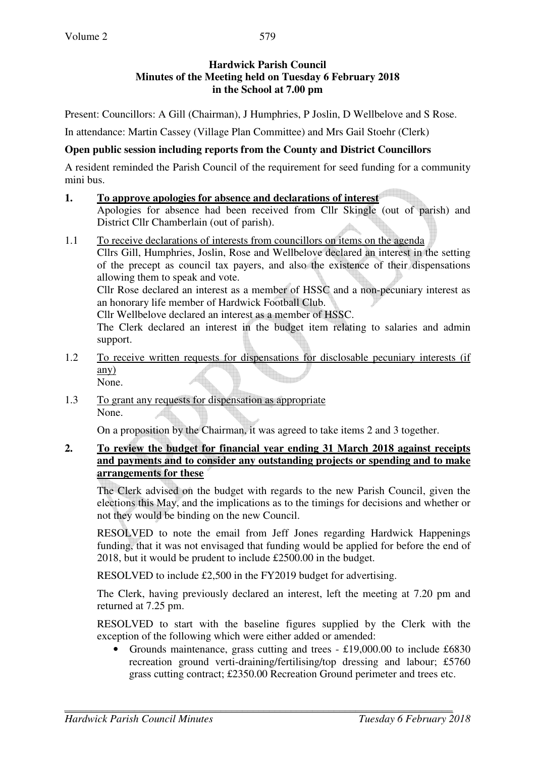**Hardwick Parish Council**
**Minutes of the Meeting held on Tuesday 6 February 2018**
**in the School at 7.00 pm**

Present: Councillors: A Gill (Chairman), J Humphries, P Joslin, D Wellbelove and S Rose.

In attendance: Martin Cassey (Village Plan Committee) and Mrs Gail Stoehr (Clerk)

**Open public session including reports from the County and District Councillors**

A resident reminded the Parish Council of the requirement for seed funding for a community mini bus.

**1. To approve apologies for absence and declarations of interest**

Apologies for absence had been received from Cllr Skingle (out of parish) and District Cllr Chamberlain (out of parish).

1.1 To receive declarations of interests from councillors on items on the agenda

Cllrs Gill, Humphries, Joslin, Rose and Wellbelove declared an interest in the setting of the precept as council tax payers, and also the existence of their dispensations allowing them to speak and vote.

Cllr Rose declared an interest as a member of HSSC and a non-pecuniary interest as an honorary life member of Hardwick Football Club.

Cllr Wellbelove declared an interest as a member of HSSC.

The Clerk declared an interest in the budget item relating to salaries and admin support.

1.2 To receive written requests for dispensations for disclosable pecuniary interests (if any)

None.

1.3 To grant any requests for dispensation as appropriate

None.

On a proposition by the Chairman, it was agreed to take items 2 and 3 together.

**2. To review the budget for financial year ending 31 March 2018 against receipts and payments and to consider any outstanding projects or spending and to make arrangements for these**

The Clerk advised on the budget with regards to the new Parish Council, given the elections this May, and the implications as to the timings for decisions and whether or not they would be binding on the new Council.

RESOLVED to note the email from Jeff Jones regarding Hardwick Happenings funding, that it was not envisaged that funding would be applied for before the end of 2018, but it would be prudent to include £2500.00 in the budget.

RESOLVED to include £2,500 in the FY2019 budget for advertising.

The Clerk, having previously declared an interest, left the meeting at 7.20 pm and returned at 7.25 pm.

RESOLVED to start with the baseline figures supplied by the Clerk with the exception of the following which were either added or amended:

- Grounds maintenance, grass cutting and trees - £19,000.00 to include £6830 recreation ground verti-draining/fertilising/top dressing and labour; £5760 grass cutting contract; £2350.00 Recreation Ground perimeter and trees etc.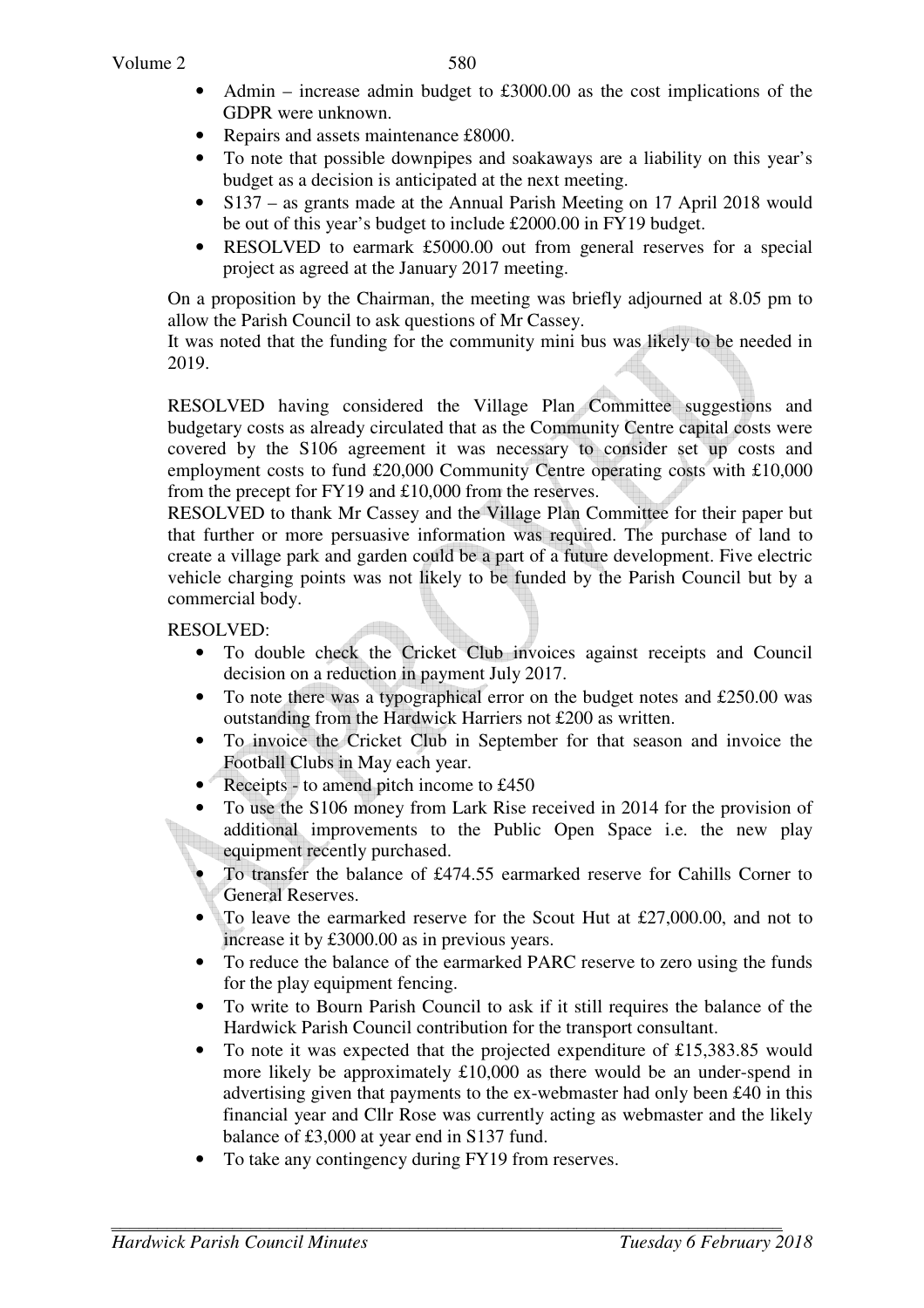- Admin – increase admin budget to £3000.00 as the cost implications of the GDPR were unknown.
- Repairs and assets maintenance £8000.
- To note that possible downpipes and soakaways are a liability on this year's budget as a decision is anticipated at the next meeting.
- S137 – as grants made at the Annual Parish Meeting on 17 April 2018 would be out of this year's budget to include £2000.00 in FY19 budget.
- RESOLVED to earmark £5000.00 out from general reserves for a special project as agreed at the January 2017 meeting.

On a proposition by the Chairman, the meeting was briefly adjourned at 8.05 pm to allow the Parish Council to ask questions of Mr Cassey.
It was noted that the funding for the community mini bus was likely to be needed in 2019.

RESOLVED having considered the Village Plan Committee suggestions and budgetary costs as already circulated that as the Community Centre capital costs were covered by the S106 agreement it was necessary to consider set up costs and employment costs to fund £20,000 Community Centre operating costs with £10,000 from the precept for FY19 and £10,000 from the reserves.
RESOLVED to thank Mr Cassey and the Village Plan Committee for their paper but that further or more persuasive information was required. The purchase of land to create a village park and garden could be a part of a future development. Five electric vehicle charging points was not likely to be funded by the Parish Council but by a commercial body.

RESOLVED:

- To double check the Cricket Club invoices against receipts and Council decision on a reduction in payment July 2017.
- To note there was a typographical error on the budget notes and £250.00 was outstanding from the Hardwick Harriers not £200 as written.
- To invoice the Cricket Club in September for that season and invoice the Football Clubs in May each year.
- Receipts - to amend pitch income to £450
- To use the S106 money from Lark Rise received in 2014 for the provision of additional improvements to the Public Open Space i.e. the new play equipment recently purchased.
- To transfer the balance of £474.55 earmarked reserve for Cahills Corner to General Reserves.
- To leave the earmarked reserve for the Scout Hut at £27,000.00, and not to increase it by £3000.00 as in previous years.
- To reduce the balance of the earmarked PARC reserve to zero using the funds for the play equipment fencing.
- To write to Bourn Parish Council to ask if it still requires the balance of the Hardwick Parish Council contribution for the transport consultant.
- To note it was expected that the projected expenditure of £15,383.85 would more likely be approximately £10,000 as there would be an under-spend in advertising given that payments to the ex-webmaster had only been £40 in this financial year and Cllr Rose was currently acting as webmaster and the likely balance of £3,000 at year end in S137 fund.
- To take any contingency during FY19 from reserves.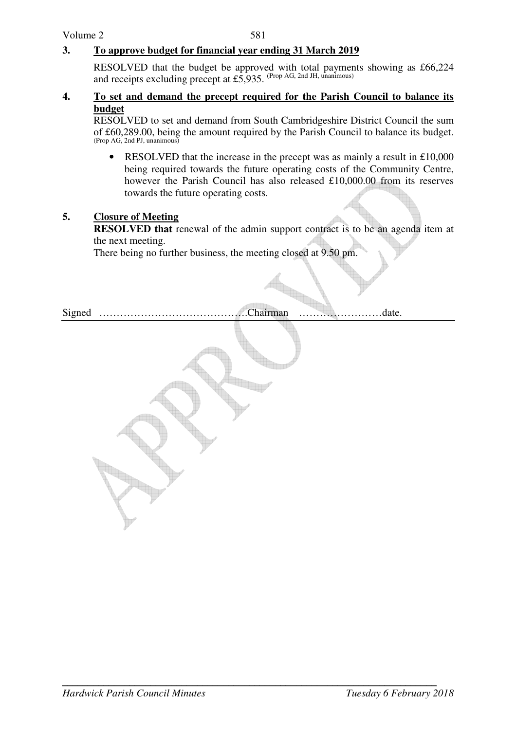**3. To approve budget for financial year ending 31 March 2019**

RESOLVED that the budget be approved with total payments showing as £66,224 and receipts excluding precept at £5,935. (Prop AG, 2nd JH, unanimous)

**4. To set and demand the precept required for the Parish Council to balance its budget**

RESOLVED to set and demand from South Cambridgeshire District Council the sum of £60,289.00, being the amount required by the Parish Council to balance its budget. (Prop AG, 2nd PJ, unanimous)

- RESOLVED that the increase in the precept was as mainly a result in £10,000 being required towards the future operating costs of the Community Centre, however the Parish Council has also released £10,000.00 from its reserves towards the future operating costs.

**5. Closure of Meeting**

**RESOLVED that** renewal of the admin support contract is to be an agenda item at the next meeting.

There being no further business, the meeting closed at 9.50 pm.

Signed …………………………………….Chairman ……………………date.